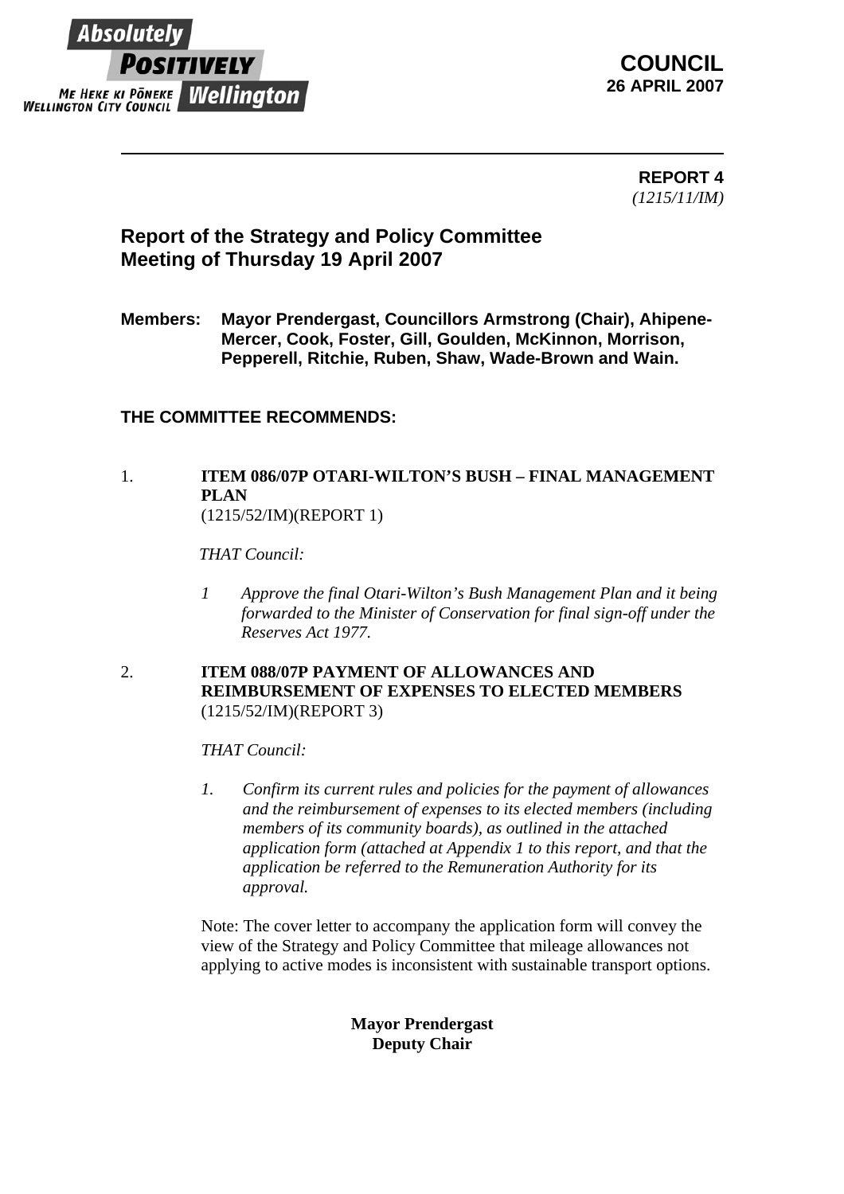Absolutely POSITIVELY Wellington
ME HEKE KI PŌNEKE
WELLINGTON CITY COUNCIL

**COUNCIL**
**26 APRIL 2007**

---

**REPORT 4**
*(1215/11/IM)*

## Report of the Strategy and Policy Committee Meeting of Thursday 19 April 2007

**Members: Mayor Prendergast, Councillors Armstrong (Chair), Ahipene-Mercer, Cook, Foster, Gill, Goulden, McKinnon, Morrison, Pepperell, Ritchie, Ruben, Shaw, Wade-Brown and Wain.**

### THE COMMITTEE RECOMMENDS:

1. **ITEM 086/07P OTARI-WILTON'S BUSH – FINAL MANAGEMENT PLAN**
   (1215/52/IM)(REPORT 1)

   *THAT Council:*

   *1 Approve the final Otari-Wilton's Bush Management Plan and it being forwarded to the Minister of Conservation for final sign-off under the Reserves Act 1977.*

2. **ITEM 088/07P PAYMENT OF ALLOWANCES AND REIMBURSEMENT OF EXPENSES TO ELECTED MEMBERS**
   (1215/52/IM)(REPORT 3)

   *THAT Council:*

   *1. Confirm its current rules and policies for the payment of allowances and the reimbursement of expenses to its elected members (including members of its community boards), as outlined in the attached application form (attached at Appendix 1 to this report, and that the application be referred to the Remuneration Authority for its approval.*

   Note: The cover letter to accompany the application form will convey the view of the Strategy and Policy Committee that mileage allowances not applying to active modes is inconsistent with sustainable transport options.

**Mayor Prendergast**
**Deputy Chair**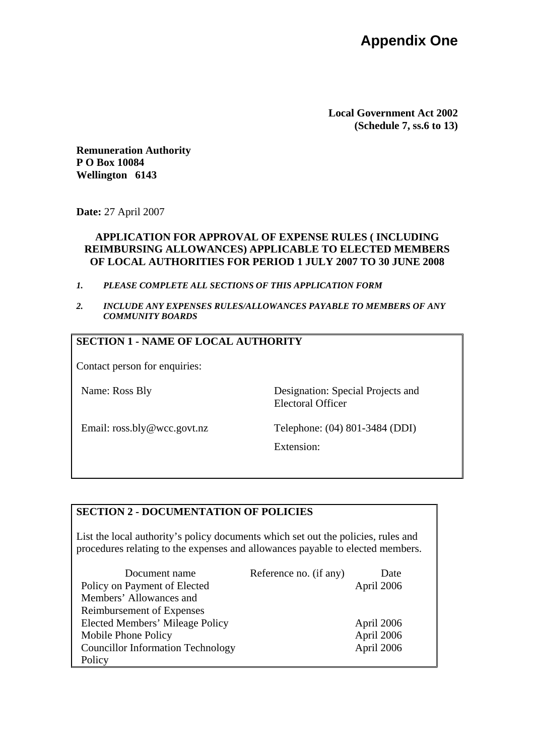# Appendix One

**Local Government Act 2002**
**(Schedule 7, ss.6 to 13)**

**Remuneration Authority**
**P O Box 10084**
**Wellington 6143**

**Date:** 27 April 2007

**APPLICATION FOR APPROVAL OF EXPENSE RULES ( INCLUDING REIMBURSING ALLOWANCES) APPLICABLE TO ELECTED MEMBERS OF LOCAL AUTHORITIES FOR PERIOD 1 JULY 2007 TO 30 JUNE 2008**

1. ***PLEASE COMPLETE ALL SECTIONS OF THIS APPLICATION FORM***
2. ***INCLUDE ANY EXPENSES RULES/ALLOWANCES PAYABLE TO MEMBERS OF ANY COMMUNITY BOARDS***

## SECTION 1 - NAME OF LOCAL AUTHORITY

Contact person for enquiries:

Name: Ross Bly

Designation: Special Projects and Electoral Officer

Email: ross.bly@wcc.govt.nz

Telephone: (04) 801-3484 (DDI)

Extension:

## SECTION 2 - DOCUMENTATION OF POLICIES

List the local authority's policy documents which set out the policies, rules and procedures relating to the expenses and allowances payable to elected members.

| Document name | Reference no. (if any) | Date |
| --- | --- | --- |
| Policy on Payment of Elected Members' Allowances and Reimbursement of Expenses | | April 2006 |
| Elected Members' Mileage Policy | | April 2006 |
| Mobile Phone Policy | | April 2006 |
| Councillor Information Technology Policy | | April 2006 |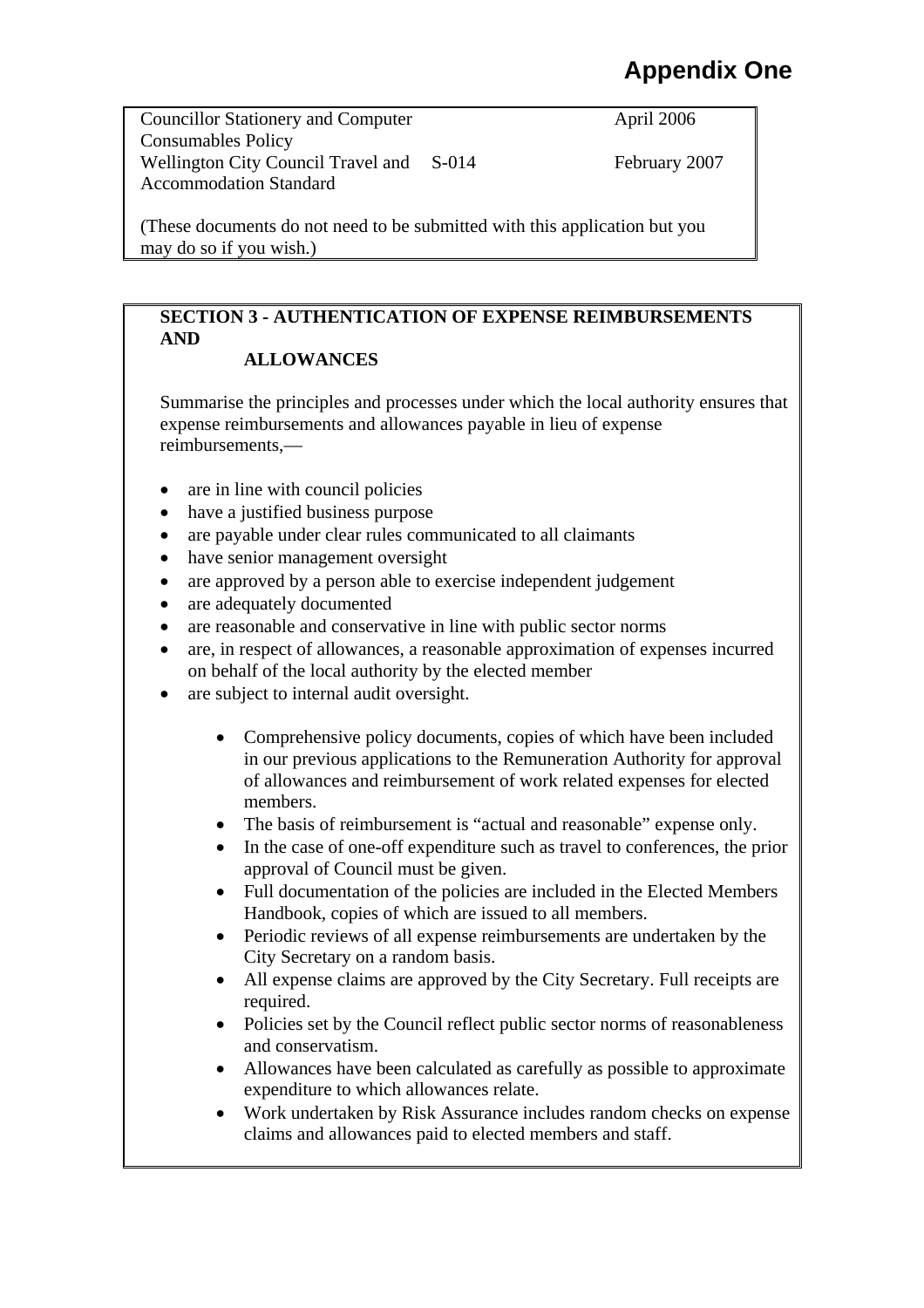# Appendix One

| | | |
|---|---|---|
| Councillor Stationery and Computer Consumables Policy | | April 2006 |
| Wellington City Council Travel and Accommodation Standard | S-014 | February 2007 |

(These documents do not need to be submitted with this application but you may do so if you wish.)

**SECTION 3 - AUTHENTICATION OF EXPENSE REIMBURSEMENTS AND ALLOWANCES**

Summarise the principles and processes under which the local authority ensures that expense reimbursements and allowances payable in lieu of expense reimbursements,—

- are in line with council policies
- have a justified business purpose
- are payable under clear rules communicated to all claimants
- have senior management oversight
- are approved by a person able to exercise independent judgement
- are adequately documented
- are reasonable and conservative in line with public sector norms
- are, in respect of allowances, a reasonable approximation of expenses incurred on behalf of the local authority by the elected member
- are subject to internal audit oversight.

  - Comprehensive policy documents, copies of which have been included in our previous applications to the Remuneration Authority for approval of allowances and reimbursement of work related expenses for elected members.
  - The basis of reimbursement is "actual and reasonable" expense only.
  - In the case of one-off expenditure such as travel to conferences, the prior approval of Council must be given.
  - Full documentation of the policies are included in the Elected Members Handbook, copies of which are issued to all members.
  - Periodic reviews of all expense reimbursements are undertaken by the City Secretary on a random basis.
  - All expense claims are approved by the City Secretary. Full receipts are required.
  - Policies set by the Council reflect public sector norms of reasonableness and conservatism.
  - Allowances have been calculated as carefully as possible to approximate expenditure to which allowances relate.
  - Work undertaken by Risk Assurance includes random checks on expense claims and allowances paid to elected members and staff.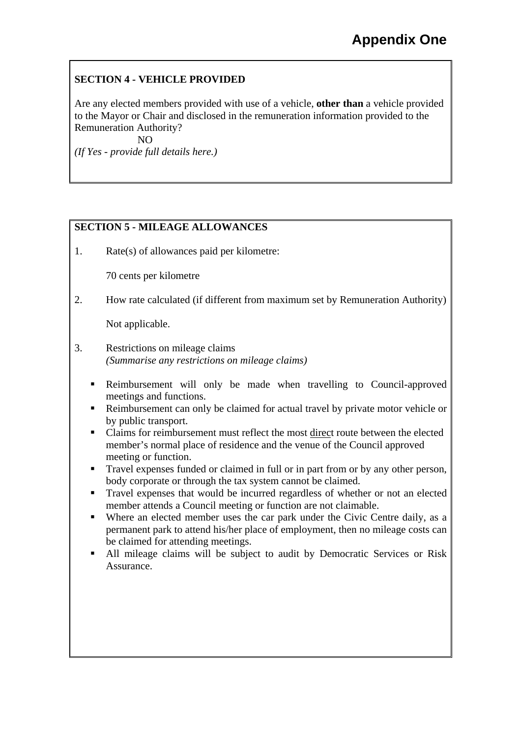# Appendix One

**SECTION 4 - VEHICLE PROVIDED**

Are any elected members provided with use of a vehicle, **other than** a vehicle provided to the Mayor or Chair and disclosed in the remuneration information provided to the Remuneration Authority?

NO

*(If Yes - provide full details here.)*

**SECTION 5 - MILEAGE ALLOWANCES**

1. Rate(s) of allowances paid per kilometre:

   70 cents per kilometre

2. How rate calculated (if different from maximum set by Remuneration Authority)

   Not applicable.

3. Restrictions on mileage claims
   *(Summarise any restrictions on mileage claims)*

- Reimbursement will only be made when travelling to Council-approved meetings and functions.
- Reimbursement can only be claimed for actual travel by private motor vehicle or by public transport.
- Claims for reimbursement must reflect the most direct route between the elected member's normal place of residence and the venue of the Council approved meeting or function.
- Travel expenses funded or claimed in full or in part from or by any other person, body corporate or through the tax system cannot be claimed.
- Travel expenses that would be incurred regardless of whether or not an elected member attends a Council meeting or function are not claimable.
- Where an elected member uses the car park under the Civic Centre daily, as a permanent park to attend his/her place of employment, then no mileage costs can be claimed for attending meetings.
- All mileage claims will be subject to audit by Democratic Services or Risk Assurance.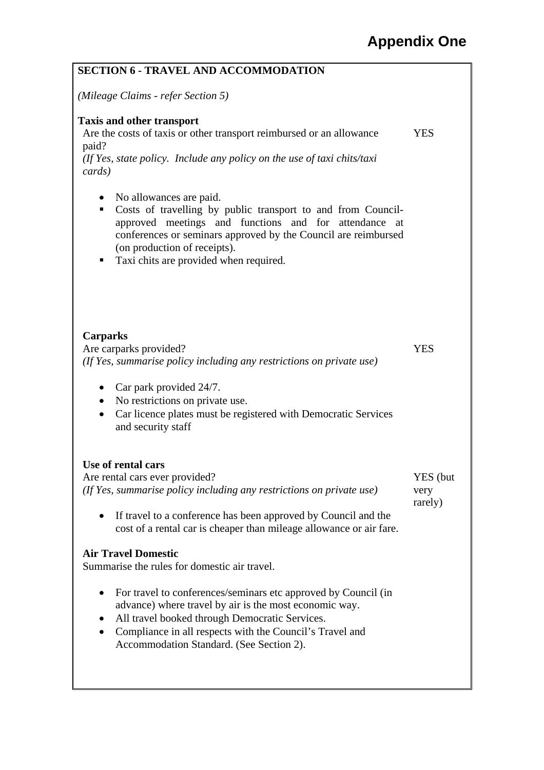# Appendix One

## SECTION 6 - TRAVEL AND ACCOMMODATION

*(Mileage Claims - refer Section 5)*

### Taxis and other transport

Are the costs of taxis or other transport reimbursed or an allowance paid? YES

*(If Yes, state policy. Include any policy on the use of taxi chits/taxi cards)*

- No allowances are paid.
- Costs of travelling by public transport to and from Council-approved meetings and functions and for attendance at conferences or seminars approved by the Council are reimbursed (on production of receipts).
- Taxi chits are provided when required.

### Carparks

Are carparks provided? YES

*(If Yes, summarise policy including any restrictions on private use)*

- Car park provided 24/7.
- No restrictions on private use.
- Car licence plates must be registered with Democratic Services and security staff

### Use of rental cars

Are rental cars ever provided? YES (but very rarely)

*(If Yes, summarise policy including any restrictions on private use)*

- If travel to a conference has been approved by Council and the cost of a rental car is cheaper than mileage allowance or air fare.

### Air Travel Domestic

Summarise the rules for domestic air travel.

- For travel to conferences/seminars etc approved by Council (in advance) where travel by air is the most economic way.
- All travel booked through Democratic Services.
- Compliance in all respects with the Council's Travel and Accommodation Standard. (See Section 2).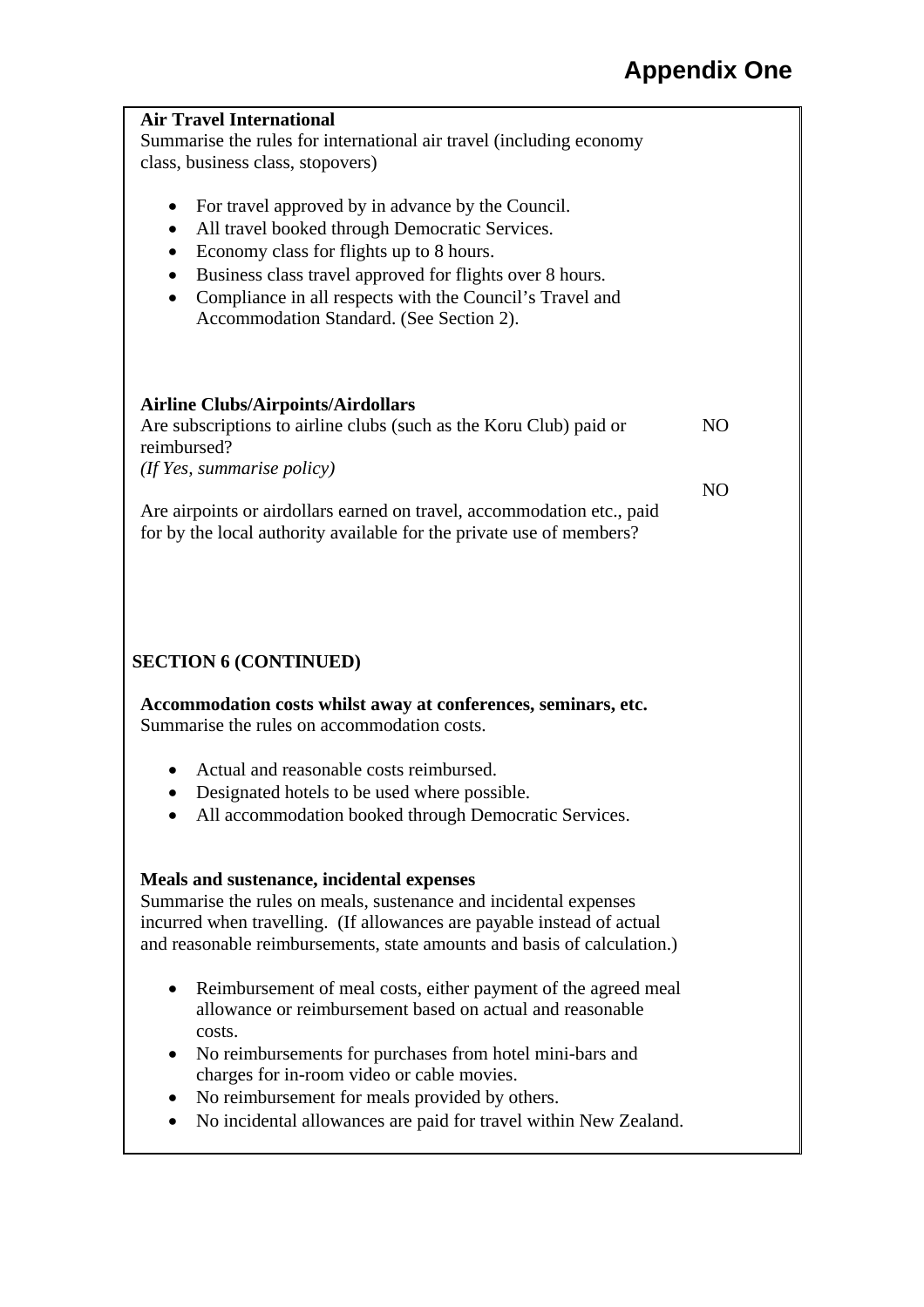# Appendix One

**Air Travel International**
Summarise the rules for international air travel (including economy class, business class, stopovers)

- For travel approved by in advance by the Council.
- All travel booked through Democratic Services.
- Economy class for flights up to 8 hours.
- Business class travel approved for flights over 8 hours.
- Compliance in all respects with the Council's Travel and Accommodation Standard. (See Section 2).

**Airline Clubs/Airpoints/Airdollars**

Are subscriptions to airline clubs (such as the Koru Club) paid or reimbursed? NO
*(If Yes, summarise policy)*

Are airpoints or airdollars earned on travel, accommodation etc., paid for by the local authority available for the private use of members? NO

**SECTION 6 (CONTINUED)**

**Accommodation costs whilst away at conferences, seminars, etc.**
Summarise the rules on accommodation costs.

- Actual and reasonable costs reimbursed.
- Designated hotels to be used where possible.
- All accommodation booked through Democratic Services.

**Meals and sustenance, incidental expenses**
Summarise the rules on meals, sustenance and incidental expenses incurred when travelling. (If allowances are payable instead of actual and reasonable reimbursements, state amounts and basis of calculation.)

- Reimbursement of meal costs, either payment of the agreed meal allowance or reimbursement based on actual and reasonable costs.
- No reimbursements for purchases from hotel mini-bars and charges for in-room video or cable movies.
- No reimbursement for meals provided by others.
- No incidental allowances are paid for travel within New Zealand.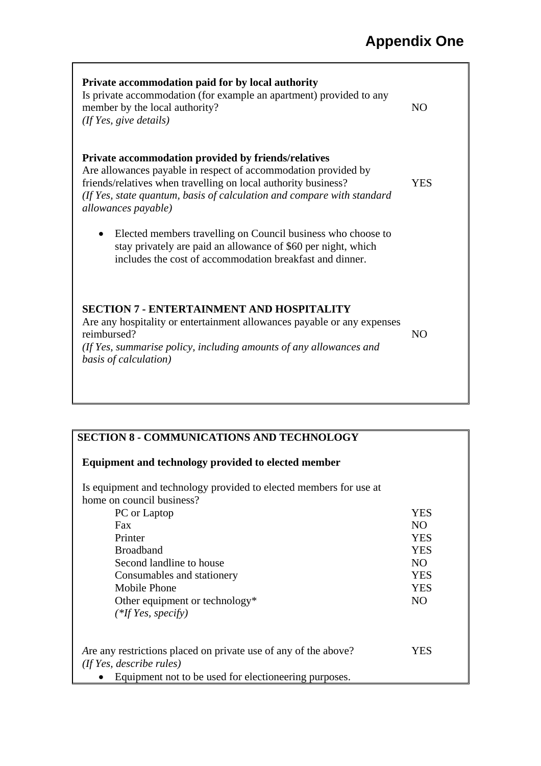# Appendix One

**Private accommodation paid for by local authority**

Is private accommodation (for example an apartment) provided to any member by the local authority? NO

*(If Yes, give details)*

**Private accommodation provided by friends/relatives**

Are allowances payable in respect of accommodation provided by friends/relatives when travelling on local authority business? YES

*(If Yes, state quantum, basis of calculation and compare with standard allowances payable)*

- Elected members travelling on Council business who choose to stay privately are paid an allowance of $60 per night, which includes the cost of accommodation breakfast and dinner.

**SECTION 7 - ENTERTAINMENT AND HOSPITALITY**

Are any hospitality or entertainment allowances payable or any expenses reimbursed? NO

*(If Yes, summarise policy, including amounts of any allowances and basis of calculation)*

**SECTION 8 - COMMUNICATIONS AND TECHNOLOGY**

**Equipment and technology provided to elected member**

Is equipment and technology provided to elected members for use at home on council business?

| Item | |
|---|---|
| PC or Laptop | YES |
| Fax | NO |
| Printer | YES |
| Broadband | YES |
| Second landline to house | NO |
| Consumables and stationery | YES |
| Mobile Phone | YES |
| Other equipment or technology* | NO |

*(\*If Yes, specify)*

Are any restrictions placed on private use of any of the above? YES

*(If Yes, describe rules)*

- Equipment not to be used for electioneering purposes.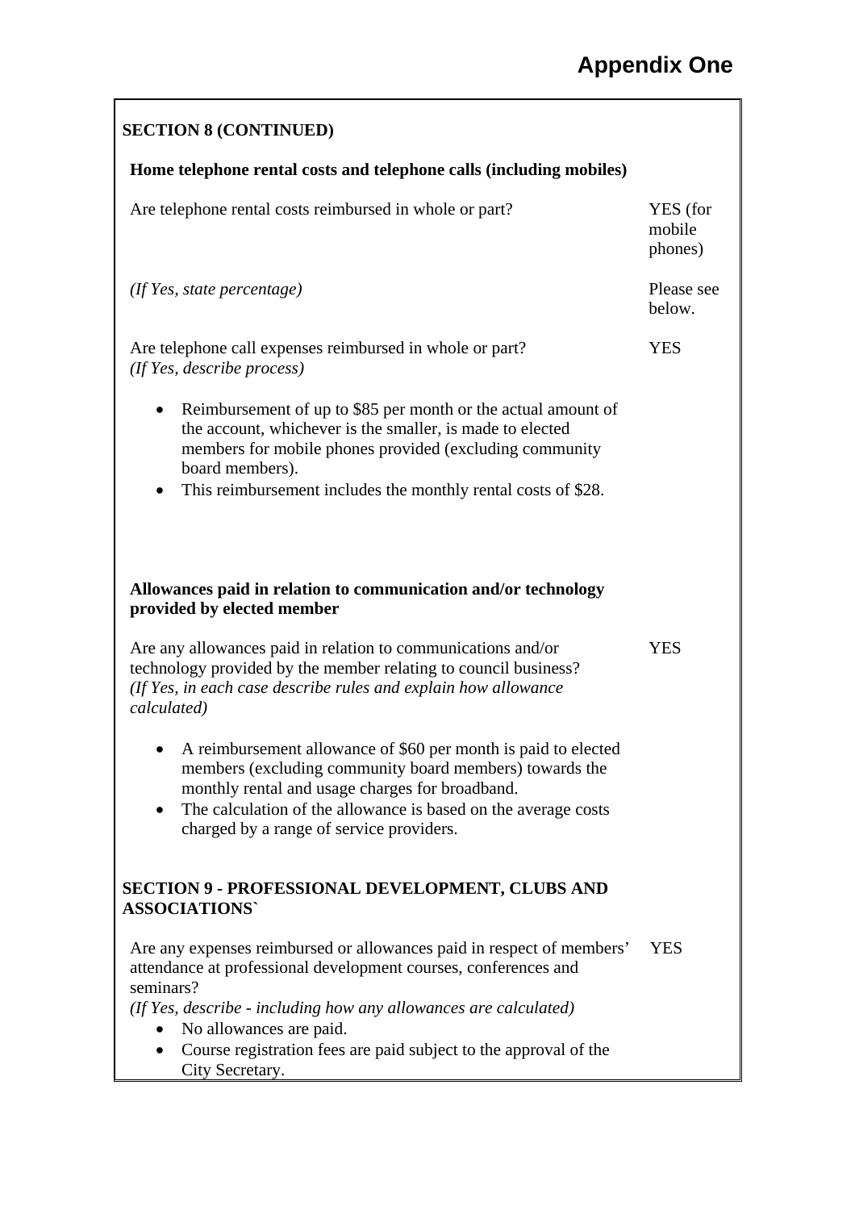# Appendix One

## SECTION 8 (CONTINUED)

### Home telephone rental costs and telephone calls (including mobiles)

| Question | Answer |
|---|---|
| Are telephone rental costs reimbursed in whole or part? | YES (for mobile phones) |
| *(If Yes, state percentage)* | Please see below. |
| Are telephone call expenses reimbursed in whole or part? *(If Yes, describe process)* | YES |

- Reimbursement of up to $85 per month or the actual amount of the account, whichever is the smaller, is made to elected members for mobile phones provided (excluding community board members).
- This reimbursement includes the monthly rental costs of $28.

### Allowances paid in relation to communication and/or technology provided by elected member

| Question | Answer |
|---|---|
| Are any allowances paid in relation to communications and/or technology provided by the member relating to council business? *(If Yes, in each case describe rules and explain how allowance calculated)* | YES |

- A reimbursement allowance of $60 per month is paid to elected members (excluding community board members) towards the monthly rental and usage charges for broadband.
- The calculation of the allowance is based on the average costs charged by a range of service providers.

## SECTION 9 - PROFESSIONAL DEVELOPMENT, CLUBS AND ASSOCIATIONS`

| Question | Answer |
|---|---|
| Are any expenses reimbursed or allowances paid in respect of members' attendance at professional development courses, conferences and seminars? *(If Yes, describe - including how any allowances are calculated)* | YES |

- No allowances are paid.
- Course registration fees are paid subject to the approval of the City Secretary.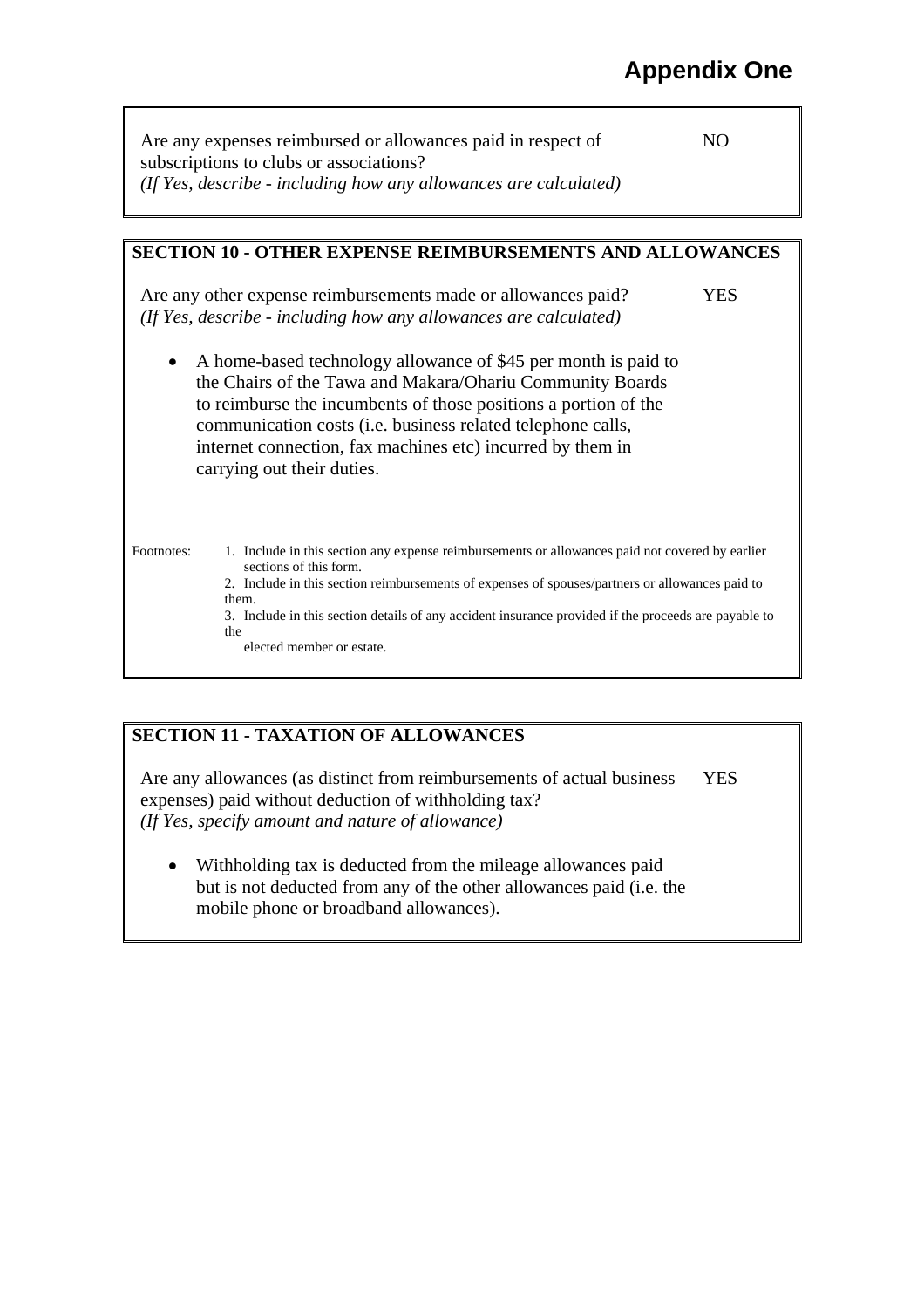# Appendix One

Are any expenses reimbursed or allowances paid in respect of subscriptions to clubs or associations? NO

*(If Yes, describe - including how any allowances are calculated)*

## SECTION 10 - OTHER EXPENSE REIMBURSEMENTS AND ALLOWANCES

Are any other expense reimbursements made or allowances paid? YES

*(If Yes, describe - including how any allowances are calculated)*

- A home-based technology allowance of $45 per month is paid to the Chairs of the Tawa and Makara/Ohariu Community Boards to reimburse the incumbents of those positions a portion of the communication costs (i.e. business related telephone calls, internet connection, fax machines etc) incurred by them in carrying out their duties.

Footnotes:

1. Include in this section any expense reimbursements or allowances paid not covered by earlier sections of this form.
2. Include in this section reimbursements of expenses of spouses/partners or allowances paid to them.
3. Include in this section details of any accident insurance provided if the proceeds are payable to the elected member or estate.

## SECTION 11 - TAXATION OF ALLOWANCES

Are any allowances (as distinct from reimbursements of actual business expenses) paid without deduction of withholding tax? YES

*(If Yes, specify amount and nature of allowance)*

- Withholding tax is deducted from the mileage allowances paid but is not deducted from any of the other allowances paid (i.e. the mobile phone or broadband allowances).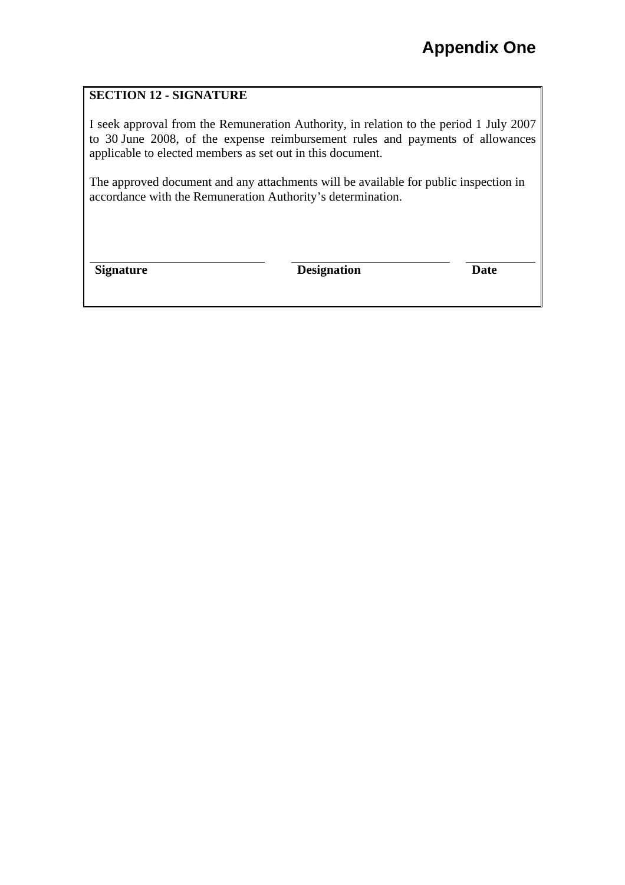# Appendix One

**SECTION 12 - SIGNATURE**

I seek approval from the Remuneration Authority, in relation to the period 1 July 2007 to 30 June 2008, of the expense reimbursement rules and payments of allowances applicable to elected members as set out in this document.

The approved document and any attachments will be available for public inspection in accordance with the Remuneration Authority's determination.

| | | |
|---|---|---|
| **Signature** | **Designation** | **Date** |